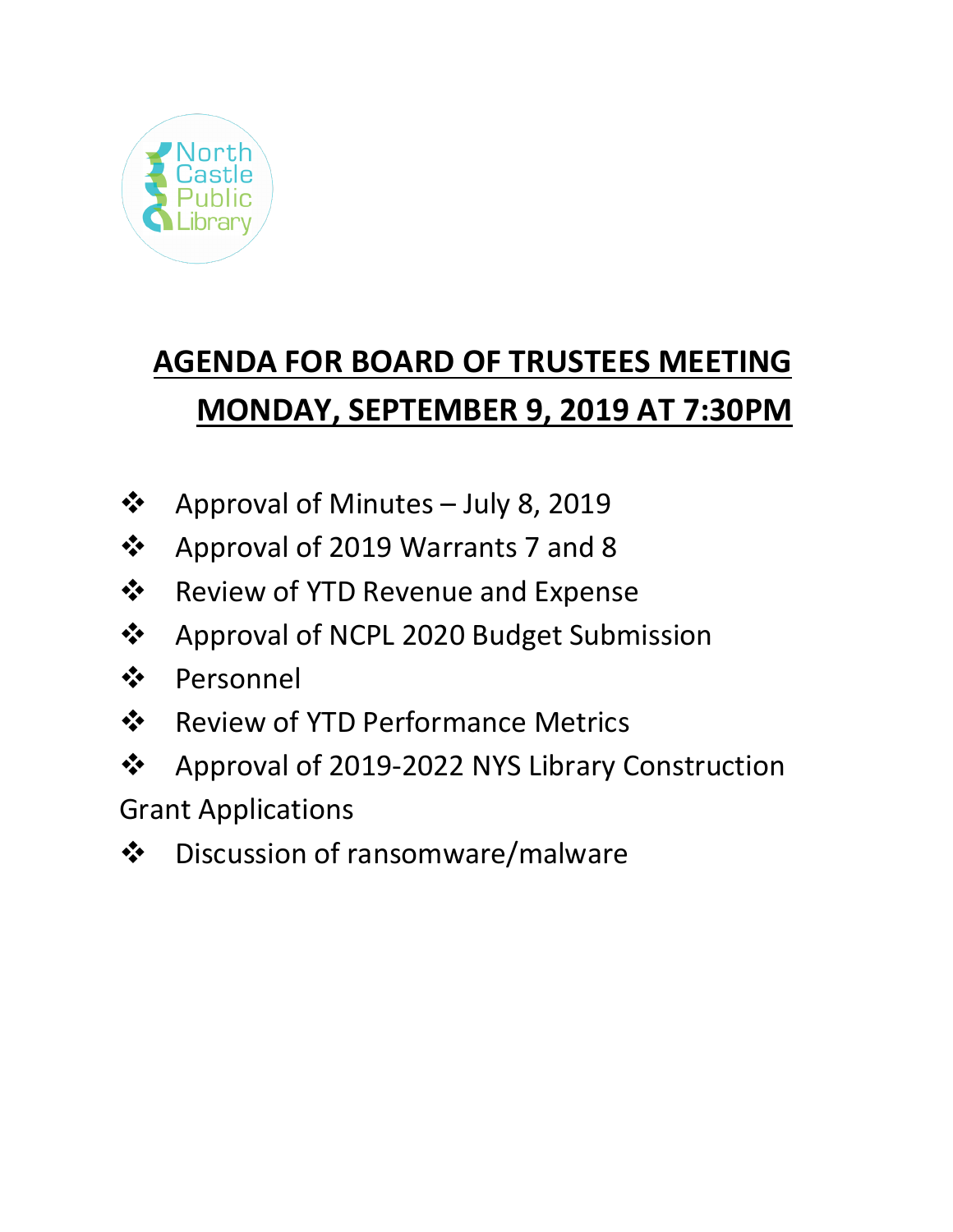North Castle Public Library

# AGENDA FOR BOARD OF TRUSTEES MEETING
# MONDAY, SEPTEMBER 9, 2019 AT 7:30PM

- Approval of Minutes – July 8, 2019
- Approval of 2019 Warrants 7 and 8
- Review of YTD Revenue and Expense
- Approval of NCPL 2020 Budget Submission
- Personnel
- Review of YTD Performance Metrics
- Approval of 2019-2022 NYS Library Construction Grant Applications
- Discussion of ransomware/malware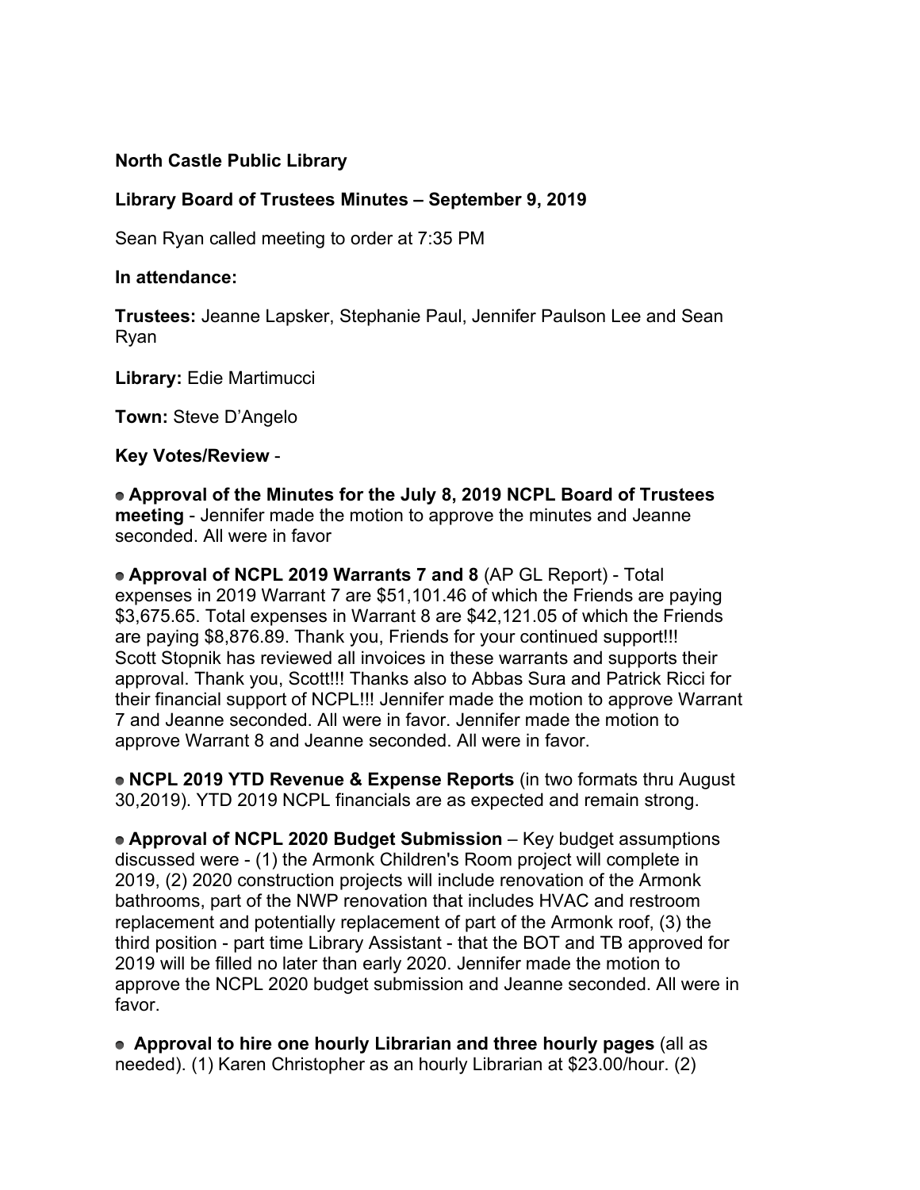**North Castle Public Library**

**Library Board of Trustees Minutes – September 9, 2019**

Sean Ryan called meeting to order at 7:35 PM

**In attendance:**

**Trustees:** Jeanne Lapsker, Stephanie Paul, Jennifer Paulson Lee and Sean Ryan

**Library:** Edie Martimucci

**Town:** Steve D'Angelo

**Key Votes/Review** -

- **Approval of the Minutes for the July 8, 2019 NCPL Board of Trustees meeting** - Jennifer made the motion to approve the minutes and Jeanne seconded. All were in favor

- **Approval of NCPL 2019 Warrants 7 and 8** (AP GL Report) - Total expenses in 2019 Warrant 7 are $51,101.46 of which the Friends are paying $3,675.65. Total expenses in Warrant 8 are $42,121.05 of which the Friends are paying $8,876.89. Thank you, Friends for your continued support!!! Scott Stopnik has reviewed all invoices in these warrants and supports their approval. Thank you, Scott!!! Thanks also to Abbas Sura and Patrick Ricci for their financial support of NCPL!!! Jennifer made the motion to approve Warrant 7 and Jeanne seconded. All were in favor. Jennifer made the motion to approve Warrant 8 and Jeanne seconded. All were in favor.

- **NCPL 2019 YTD Revenue & Expense Reports** (in two formats thru August 30,2019). YTD 2019 NCPL financials are as expected and remain strong.

- **Approval of NCPL 2020 Budget Submission** – Key budget assumptions discussed were - (1) the Armonk Children's Room project will complete in 2019, (2) 2020 construction projects will include renovation of the Armonk bathrooms, part of the NWP renovation that includes HVAC and restroom replacement and potentially replacement of part of the Armonk roof, (3) the third position - part time Library Assistant - that the BOT and TB approved for 2019 will be filled no later than early 2020. Jennifer made the motion to approve the NCPL 2020 budget submission and Jeanne seconded. All were in favor.

- **Approval to hire one hourly Librarian and three hourly pages** (all as needed). (1) Karen Christopher as an hourly Librarian at $23.00/hour. (2)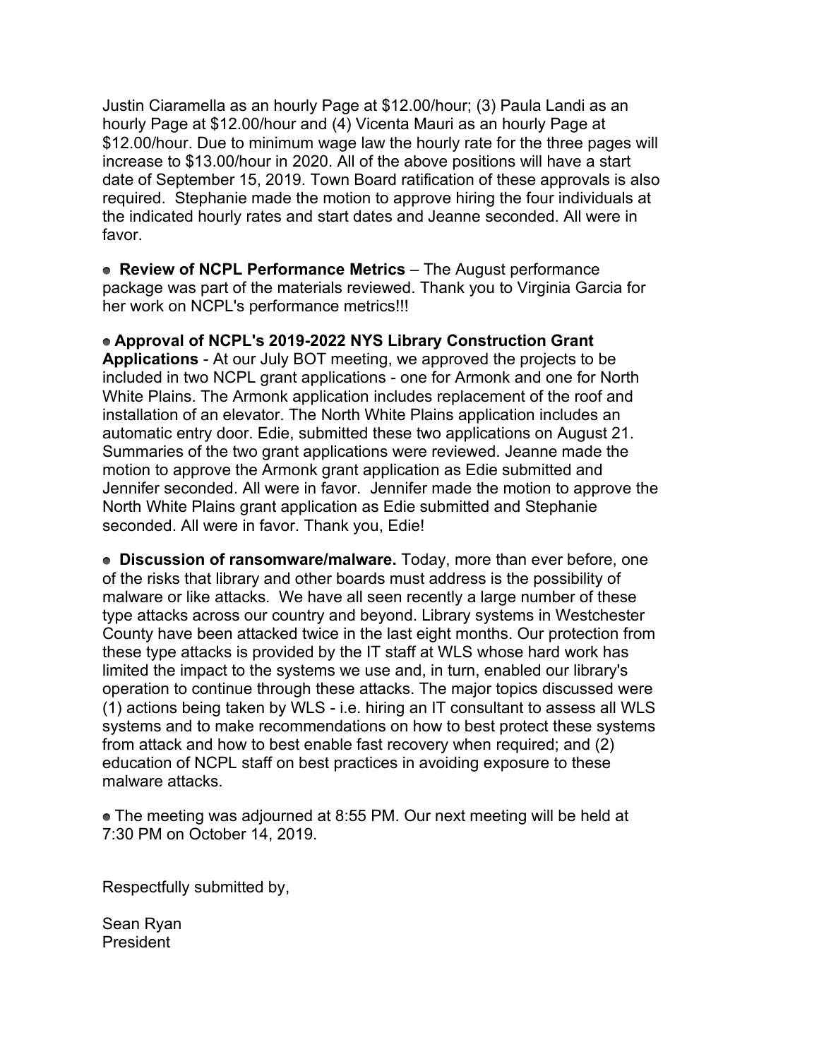Justin Ciaramella as an hourly Page at $12.00/hour; (3) Paula Landi as an hourly Page at $12.00/hour and (4) Vicenta Mauri as an hourly Page at $12.00/hour. Due to minimum wage law the hourly rate for the three pages will increase to $13.00/hour in 2020. All of the above positions will have a start date of September 15, 2019. Town Board ratification of these approvals is also required. Stephanie made the motion to approve hiring the four individuals at the indicated hourly rates and start dates and Jeanne seconded. All were in favor.

- **Review of NCPL Performance Metrics** – The August performance package was part of the materials reviewed. Thank you to Virginia Garcia for her work on NCPL's performance metrics!!!

- **Approval of NCPL's 2019-2022 NYS Library Construction Grant Applications** - At our July BOT meeting, we approved the projects to be included in two NCPL grant applications - one for Armonk and one for North White Plains. The Armonk application includes replacement of the roof and installation of an elevator. The North White Plains application includes an automatic entry door. Edie, submitted these two applications on August 21. Summaries of the two grant applications were reviewed. Jeanne made the motion to approve the Armonk grant application as Edie submitted and Jennifer seconded. All were in favor. Jennifer made the motion to approve the North White Plains grant application as Edie submitted and Stephanie seconded. All were in favor. Thank you, Edie!

- **Discussion of ransomware/malware.** Today, more than ever before, one of the risks that library and other boards must address is the possibility of malware or like attacks. We have all seen recently a large number of these type attacks across our country and beyond. Library systems in Westchester County have been attacked twice in the last eight months. Our protection from these type attacks is provided by the IT staff at WLS whose hard work has limited the impact to the systems we use and, in turn, enabled our library's operation to continue through these attacks. The major topics discussed were (1) actions being taken by WLS - i.e. hiring an IT consultant to assess all WLS systems and to make recommendations on how to best protect these systems from attack and how to best enable fast recovery when required; and (2) education of NCPL staff on best practices in avoiding exposure to these malware attacks.

- The meeting was adjourned at 8:55 PM. Our next meeting will be held at 7:30 PM on October 14, 2019.

Respectfully submitted by,

Sean Ryan
President